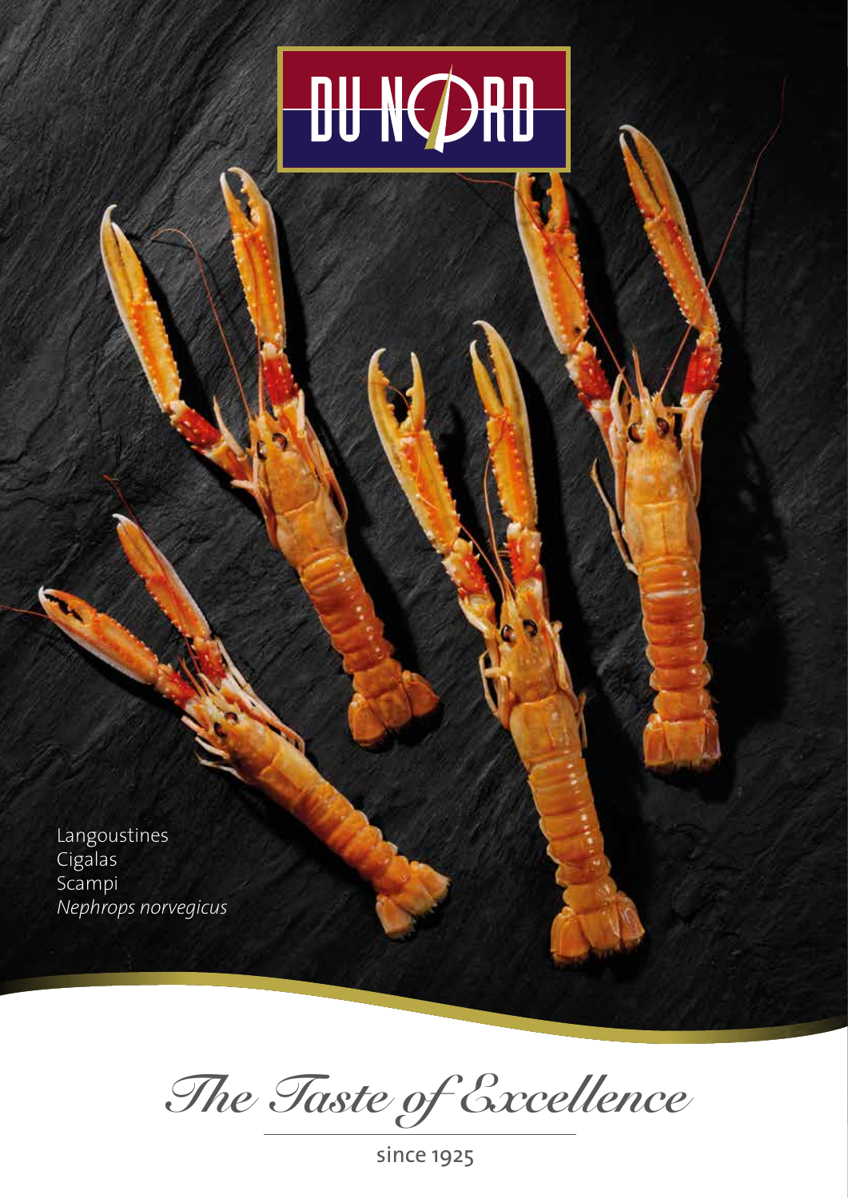# DU NORD

Langoustines
Cigalas
Scampi
*Nephrops norvegicus*

*The Taste of Excellence*

since 1925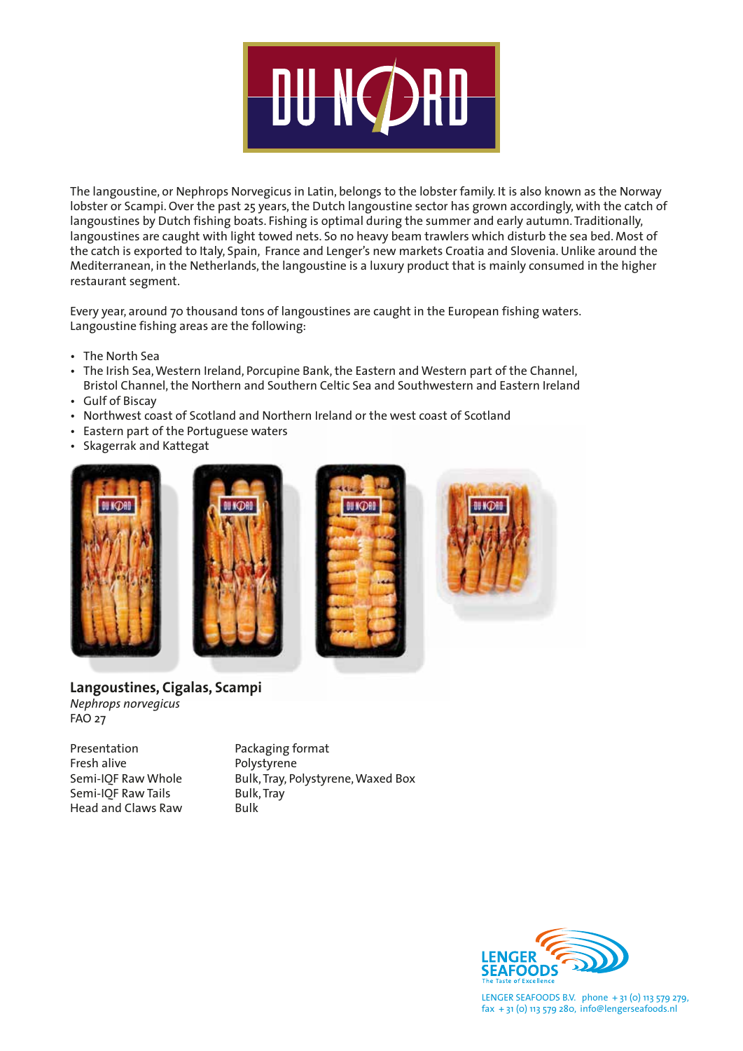DU NORD

The langoustine, or Nephrops Norvegicus in Latin, belongs to the lobster family. It is also known as the Norway lobster or Scampi. Over the past 25 years, the Dutch langoustine sector has grown accordingly, with the catch of langoustines by Dutch fishing boats. Fishing is optimal during the summer and early autumn. Traditionally, langoustines are caught with light towed nets. So no heavy beam trawlers which disturb the sea bed. Most of the catch is exported to Italy, Spain, France and Lenger's new markets Croatia and Slovenia. Unlike around the Mediterranean, in the Netherlands, the langoustine is a luxury product that is mainly consumed in the higher restaurant segment.

Every year, around 70 thousand tons of langoustines are caught in the European fishing waters. Langoustine fishing areas are the following:

- The North Sea
- The Irish Sea, Western Ireland, Porcupine Bank, the Eastern and Western part of the Channel, Bristol Channel, the Northern and Southern Celtic Sea and Southwestern and Eastern Ireland
- Gulf of Biscay
- Northwest coast of Scotland and Northern Ireland or the west coast of Scotland
- Eastern part of the Portuguese waters
- Skagerrak and Kattegat

**Langoustines, Cigalas, Scampi**
*Nephrops norvegicus*
FAO 27

| Presentation | Packaging format |
| --- | --- |
| Fresh alive | Polystyrene |
| Semi-IQF Raw Whole | Bulk, Tray, Polystyrene, Waxed Box |
| Semi-IQF Raw Tails | Bulk, Tray |
| Head and Claws Raw | Bulk |

LENGER SEAFOODS
The Taste of Excellence

LENGER SEAFOODS B.V. phone + 31 (0) 113 579 279, fax + 31 (0) 113 579 280, info@lengerseafoods.nl